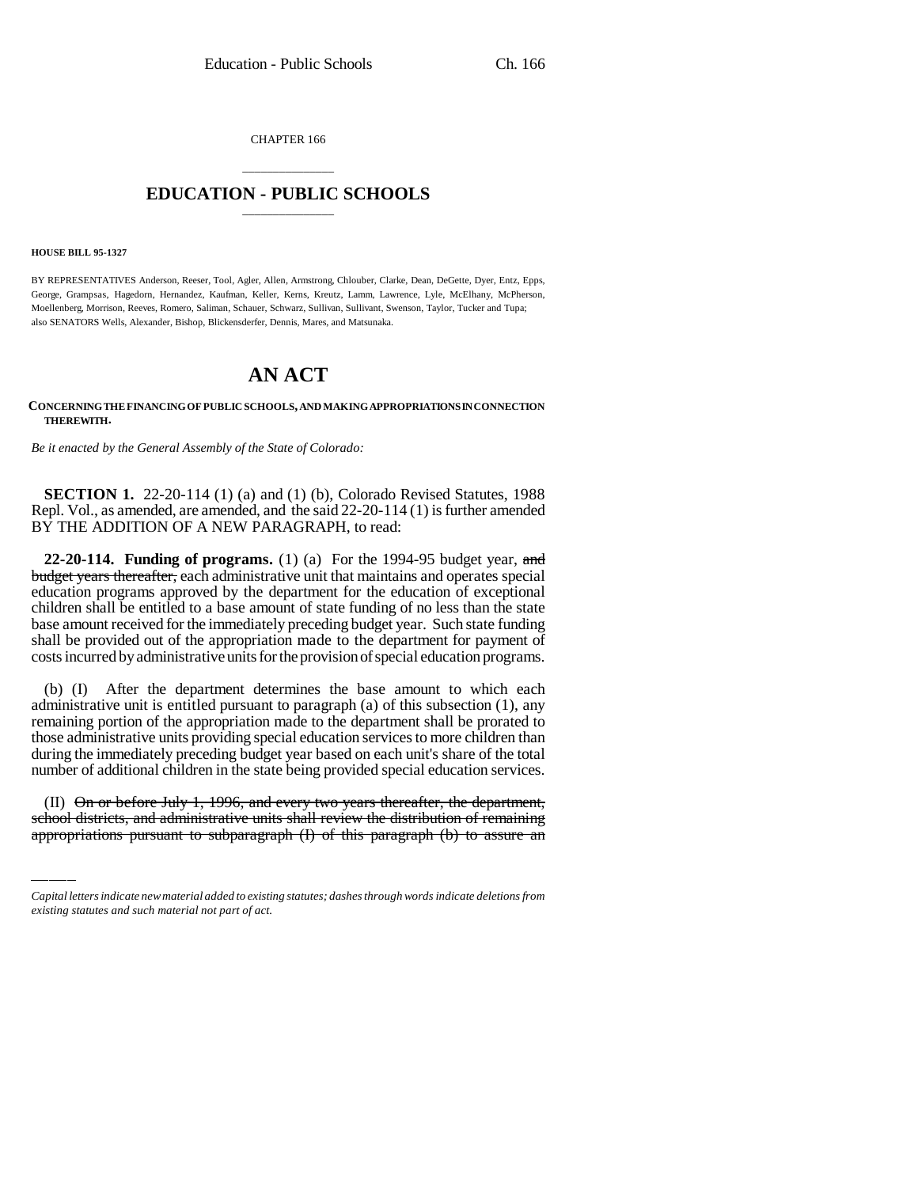CHAPTER 166

# EDUCATION - PUBLIC SCHOOLS

**HOUSE BILL 95-1327**

BY REPRESENTATIVES Anderson, Reeser, Tool, Agler, Allen, Armstrong, Chlouber, Clarke, Dean, DeGette, Dyer, Entz, Epps, George, Grampsas, Hagedorn, Hernandez, Kaufman, Keller, Kerns, Kreutz, Lamm, Lawrence, Lyle, McElhany, McPherson, Moellenberg, Morrison, Reeves, Romero, Saliman, Schauer, Schwarz, Sullivan, Sullivant, Swenson, Taylor, Tucker and Tupa;
also SENATORS Wells, Alexander, Bishop, Blickensderfer, Dennis, Mares, and Matsunaka.

# AN ACT

**CONCERNING THE FINANCING OF PUBLIC SCHOOLS, AND MAKING APPROPRIATIONS IN CONNECTION THEREWITH.**

*Be it enacted by the General Assembly of the State of Colorado:*

**SECTION 1.** 22-20-114 (1) (a) and (1) (b), Colorado Revised Statutes, 1988 Repl. Vol., as amended, are amended, and the said 22-20-114 (1) is further amended BY THE ADDITION OF A NEW PARAGRAPH, to read:

**22-20-114. Funding of programs.** (1) (a) For the 1994-95 budget year, ~~and budget years thereafter,~~ each administrative unit that maintains and operates special education programs approved by the department for the education of exceptional children shall be entitled to a base amount of state funding of no less than the state base amount received for the immediately preceding budget year. Such state funding shall be provided out of the appropriation made to the department for payment of costs incurred by administrative units for the provision of special education programs.

(b) (I) After the department determines the base amount to which each administrative unit is entitled pursuant to paragraph (a) of this subsection (1), any remaining portion of the appropriation made to the department shall be prorated to those administrative units providing special education services to more children than during the immediately preceding budget year based on each unit's share of the total number of additional children in the state being provided special education services.

(II) ~~On or before July 1, 1996, and every two years thereafter, the department, school districts, and administrative units shall review the distribution of remaining appropriations pursuant to subparagraph (I) of this paragraph (b) to assure an~~

*Capital letters indicate new material added to existing statutes; dashes through words indicate deletions from existing statutes and such material not part of act.*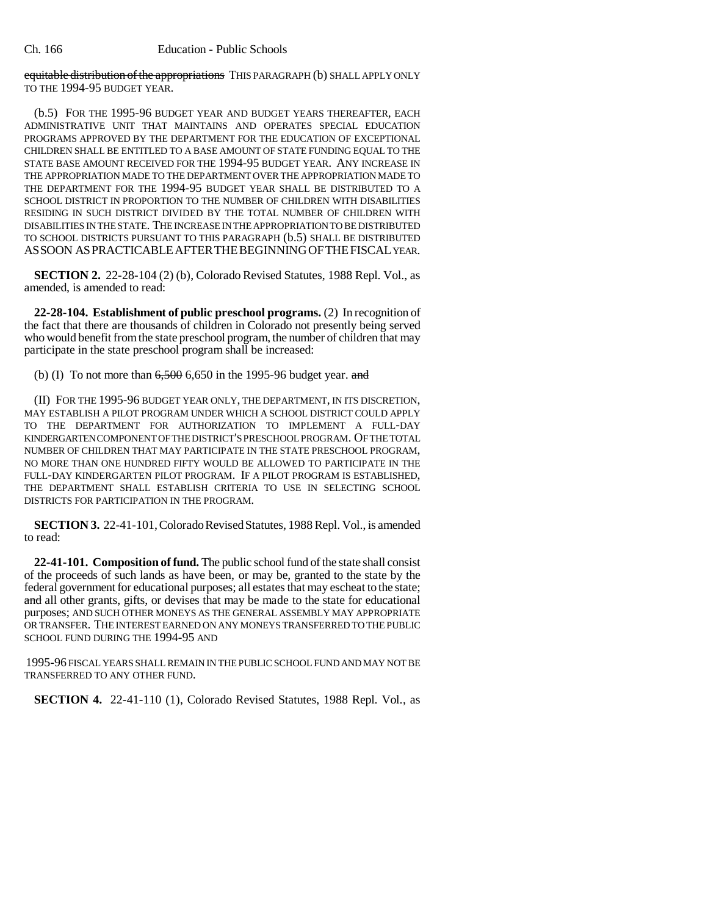~~equitable distribution of the appropriations~~ THIS PARAGRAPH (b) SHALL APPLY ONLY TO THE 1994-95 BUDGET YEAR.

(b.5) FOR THE 1995-96 BUDGET YEAR AND BUDGET YEARS THEREAFTER, EACH ADMINISTRATIVE UNIT THAT MAINTAINS AND OPERATES SPECIAL EDUCATION PROGRAMS APPROVED BY THE DEPARTMENT FOR THE EDUCATION OF EXCEPTIONAL CHILDREN SHALL BE ENTITLED TO A BASE AMOUNT OF STATE FUNDING EQUAL TO THE STATE BASE AMOUNT RECEIVED FOR THE 1994-95 BUDGET YEAR. ANY INCREASE IN THE APPROPRIATION MADE TO THE DEPARTMENT OVER THE APPROPRIATION MADE TO THE DEPARTMENT FOR THE 1994-95 BUDGET YEAR SHALL BE DISTRIBUTED TO A SCHOOL DISTRICT IN PROPORTION TO THE NUMBER OF CHILDREN WITH DISABILITIES RESIDING IN SUCH DISTRICT DIVIDED BY THE TOTAL NUMBER OF CHILDREN WITH DISABILITIES IN THE STATE. THE INCREASE IN THE APPROPRIATION TO BE DISTRIBUTED TO SCHOOL DISTRICTS PURSUANT TO THIS PARAGRAPH (b.5) SHALL BE DISTRIBUTED AS SOON AS PRACTICABLE AFTER THE BEGINNING OF THE FISCAL YEAR.

**SECTION 2.** 22-28-104 (2) (b), Colorado Revised Statutes, 1988 Repl. Vol., as amended, is amended to read:

**22-28-104. Establishment of public preschool programs.** (2) In recognition of the fact that there are thousands of children in Colorado not presently being served who would benefit from the state preschool program, the number of children that may participate in the state preschool program shall be increased:

(b) (I) To not more than ~~6,500~~ 6,650 in the 1995-96 budget year. ~~and~~

(II) FOR THE 1995-96 BUDGET YEAR ONLY, THE DEPARTMENT, IN ITS DISCRETION, MAY ESTABLISH A PILOT PROGRAM UNDER WHICH A SCHOOL DISTRICT COULD APPLY TO THE DEPARTMENT FOR AUTHORIZATION TO IMPLEMENT A FULL-DAY KINDERGARTEN COMPONENT OF THE DISTRICT'S PRESCHOOL PROGRAM. OF THE TOTAL NUMBER OF CHILDREN THAT MAY PARTICIPATE IN THE STATE PRESCHOOL PROGRAM, NO MORE THAN ONE HUNDRED FIFTY WOULD BE ALLOWED TO PARTICIPATE IN THE FULL-DAY KINDERGARTEN PILOT PROGRAM. IF A PILOT PROGRAM IS ESTABLISHED, THE DEPARTMENT SHALL ESTABLISH CRITERIA TO USE IN SELECTING SCHOOL DISTRICTS FOR PARTICIPATION IN THE PROGRAM.

**SECTION 3.** 22-41-101, Colorado Revised Statutes, 1988 Repl. Vol., is amended to read:

**22-41-101. Composition of fund.** The public school fund of the state shall consist of the proceeds of such lands as have been, or may be, granted to the state by the federal government for educational purposes; all estates that may escheat to the state; ~~and~~ all other grants, gifts, or devises that may be made to the state for educational purposes; AND SUCH OTHER MONEYS AS THE GENERAL ASSEMBLY MAY APPROPRIATE OR TRANSFER. THE INTEREST EARNED ON ANY MONEYS TRANSFERRED TO THE PUBLIC SCHOOL FUND DURING THE 1994-95 AND 1995-96 FISCAL YEARS SHALL REMAIN IN THE PUBLIC SCHOOL FUND AND MAY NOT BE TRANSFERRED TO ANY OTHER FUND.

**SECTION 4.** 22-41-110 (1), Colorado Revised Statutes, 1988 Repl. Vol., as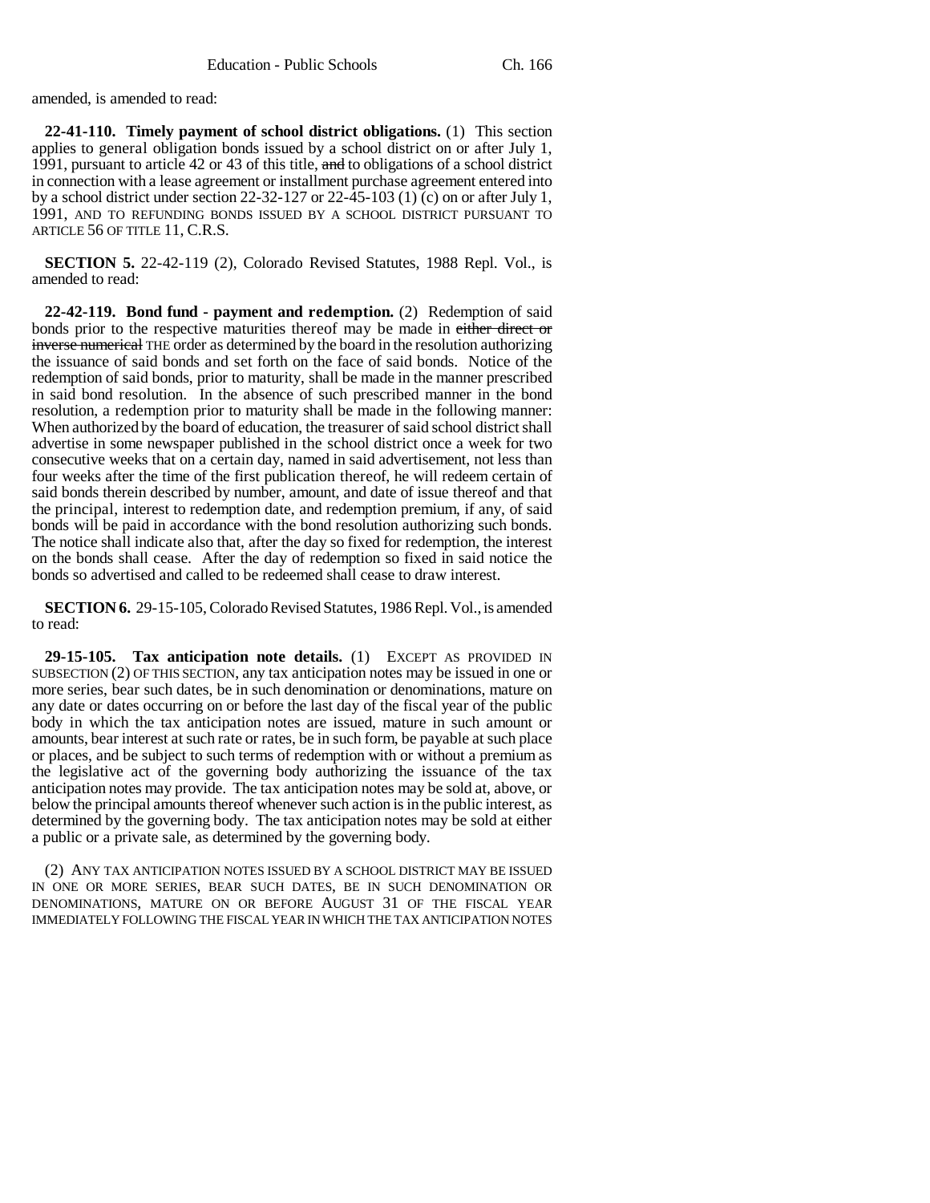amended, is amended to read:

**22-41-110. Timely payment of school district obligations.** (1) This section applies to general obligation bonds issued by a school district on or after July 1, 1991, pursuant to article 42 or 43 of this title, ~~and~~ to obligations of a school district in connection with a lease agreement or installment purchase agreement entered into by a school district under section 22-32-127 or 22-45-103 (1) (c) on or after July 1, 1991, AND TO REFUNDING BONDS ISSUED BY A SCHOOL DISTRICT PURSUANT TO ARTICLE 56 OF TITLE 11, C.R.S.

**SECTION 5.** 22-42-119 (2), Colorado Revised Statutes, 1988 Repl. Vol., is amended to read:

**22-42-119. Bond fund - payment and redemption.** (2) Redemption of said bonds prior to the respective maturities thereof may be made in ~~either direct or inverse numerical~~ THE order as determined by the board in the resolution authorizing the issuance of said bonds and set forth on the face of said bonds. Notice of the redemption of said bonds, prior to maturity, shall be made in the manner prescribed in said bond resolution. In the absence of such prescribed manner in the bond resolution, a redemption prior to maturity shall be made in the following manner: When authorized by the board of education, the treasurer of said school district shall advertise in some newspaper published in the school district once a week for two consecutive weeks that on a certain day, named in said advertisement, not less than four weeks after the time of the first publication thereof, he will redeem certain of said bonds therein described by number, amount, and date of issue thereof and that the principal, interest to redemption date, and redemption premium, if any, of said bonds will be paid in accordance with the bond resolution authorizing such bonds. The notice shall indicate also that, after the day so fixed for redemption, the interest on the bonds shall cease. After the day of redemption so fixed in said notice the bonds so advertised and called to be redeemed shall cease to draw interest.

**SECTION 6.** 29-15-105, Colorado Revised Statutes, 1986 Repl. Vol., is amended to read:

**29-15-105. Tax anticipation note details.** (1) EXCEPT AS PROVIDED IN SUBSECTION (2) OF THIS SECTION, any tax anticipation notes may be issued in one or more series, bear such dates, be in such denomination or denominations, mature on any date or dates occurring on or before the last day of the fiscal year of the public body in which the tax anticipation notes are issued, mature in such amount or amounts, bear interest at such rate or rates, be in such form, be payable at such place or places, and be subject to such terms of redemption with or without a premium as the legislative act of the governing body authorizing the issuance of the tax anticipation notes may provide. The tax anticipation notes may be sold at, above, or below the principal amounts thereof whenever such action is in the public interest, as determined by the governing body. The tax anticipation notes may be sold at either a public or a private sale, as determined by the governing body.

(2) ANY TAX ANTICIPATION NOTES ISSUED BY A SCHOOL DISTRICT MAY BE ISSUED IN ONE OR MORE SERIES, BEAR SUCH DATES, BE IN SUCH DENOMINATION OR DENOMINATIONS, MATURE ON OR BEFORE AUGUST 31 OF THE FISCAL YEAR IMMEDIATELY FOLLOWING THE FISCAL YEAR IN WHICH THE TAX ANTICIPATION NOTES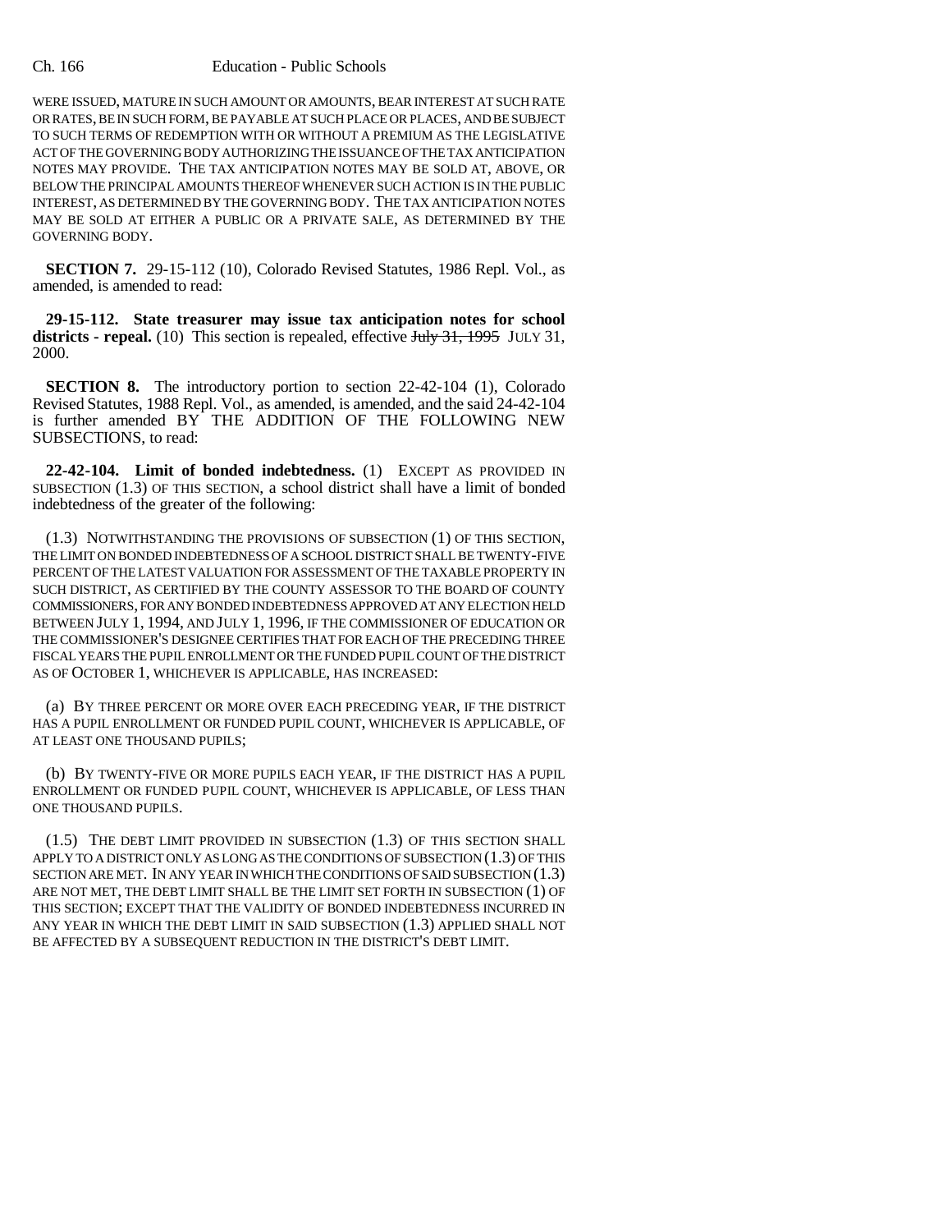WERE ISSUED, MATURE IN SUCH AMOUNT OR AMOUNTS, BEAR INTEREST AT SUCH RATE OR RATES, BE IN SUCH FORM, BE PAYABLE AT SUCH PLACE OR PLACES, AND BE SUBJECT TO SUCH TERMS OF REDEMPTION WITH OR WITHOUT A PREMIUM AS THE LEGISLATIVE ACT OF THE GOVERNING BODY AUTHORIZING THE ISSUANCE OF THE TAX ANTICIPATION NOTES MAY PROVIDE. THE TAX ANTICIPATION NOTES MAY BE SOLD AT, ABOVE, OR BELOW THE PRINCIPAL AMOUNTS THEREOF WHENEVER SUCH ACTION IS IN THE PUBLIC INTEREST, AS DETERMINED BY THE GOVERNING BODY. THE TAX ANTICIPATION NOTES MAY BE SOLD AT EITHER A PUBLIC OR A PRIVATE SALE, AS DETERMINED BY THE GOVERNING BODY.

**SECTION 7.** 29-15-112 (10), Colorado Revised Statutes, 1986 Repl. Vol., as amended, is amended to read:

**29-15-112. State treasurer may issue tax anticipation notes for school districts - repeal.** (10) This section is repealed, effective ~~July 31, 1995~~ JULY 31, 2000.

**SECTION 8.** The introductory portion to section 22-42-104 (1), Colorado Revised Statutes, 1988 Repl. Vol., as amended, is amended, and the said 24-42-104 is further amended BY THE ADDITION OF THE FOLLOWING NEW SUBSECTIONS, to read:

**22-42-104. Limit of bonded indebtedness.** (1) EXCEPT AS PROVIDED IN SUBSECTION (1.3) OF THIS SECTION, a school district shall have a limit of bonded indebtedness of the greater of the following:

(1.3) NOTWITHSTANDING THE PROVISIONS OF SUBSECTION (1) OF THIS SECTION, THE LIMIT ON BONDED INDEBTEDNESS OF A SCHOOL DISTRICT SHALL BE TWENTY-FIVE PERCENT OF THE LATEST VALUATION FOR ASSESSMENT OF THE TAXABLE PROPERTY IN SUCH DISTRICT, AS CERTIFIED BY THE COUNTY ASSESSOR TO THE BOARD OF COUNTY COMMISSIONERS, FOR ANY BONDED INDEBTEDNESS APPROVED AT ANY ELECTION HELD BETWEEN JULY 1, 1994, AND JULY 1, 1996, IF THE COMMISSIONER OF EDUCATION OR THE COMMISSIONER'S DESIGNEE CERTIFIES THAT FOR EACH OF THE PRECEDING THREE FISCAL YEARS THE PUPIL ENROLLMENT OR THE FUNDED PUPIL COUNT OF THE DISTRICT AS OF OCTOBER 1, WHICHEVER IS APPLICABLE, HAS INCREASED:

(a) BY THREE PERCENT OR MORE OVER EACH PRECEDING YEAR, IF THE DISTRICT HAS A PUPIL ENROLLMENT OR FUNDED PUPIL COUNT, WHICHEVER IS APPLICABLE, OF AT LEAST ONE THOUSAND PUPILS;

(b) BY TWENTY-FIVE OR MORE PUPILS EACH YEAR, IF THE DISTRICT HAS A PUPIL ENROLLMENT OR FUNDED PUPIL COUNT, WHICHEVER IS APPLICABLE, OF LESS THAN ONE THOUSAND PUPILS.

(1.5) THE DEBT LIMIT PROVIDED IN SUBSECTION (1.3) OF THIS SECTION SHALL APPLY TO A DISTRICT ONLY AS LONG AS THE CONDITIONS OF SUBSECTION (1.3) OF THIS SECTION ARE MET. IN ANY YEAR IN WHICH THE CONDITIONS OF SAID SUBSECTION (1.3) ARE NOT MET, THE DEBT LIMIT SHALL BE THE LIMIT SET FORTH IN SUBSECTION (1) OF THIS SECTION; EXCEPT THAT THE VALIDITY OF BONDED INDEBTEDNESS INCURRED IN ANY YEAR IN WHICH THE DEBT LIMIT IN SAID SUBSECTION (1.3) APPLIED SHALL NOT BE AFFECTED BY A SUBSEQUENT REDUCTION IN THE DISTRICT'S DEBT LIMIT.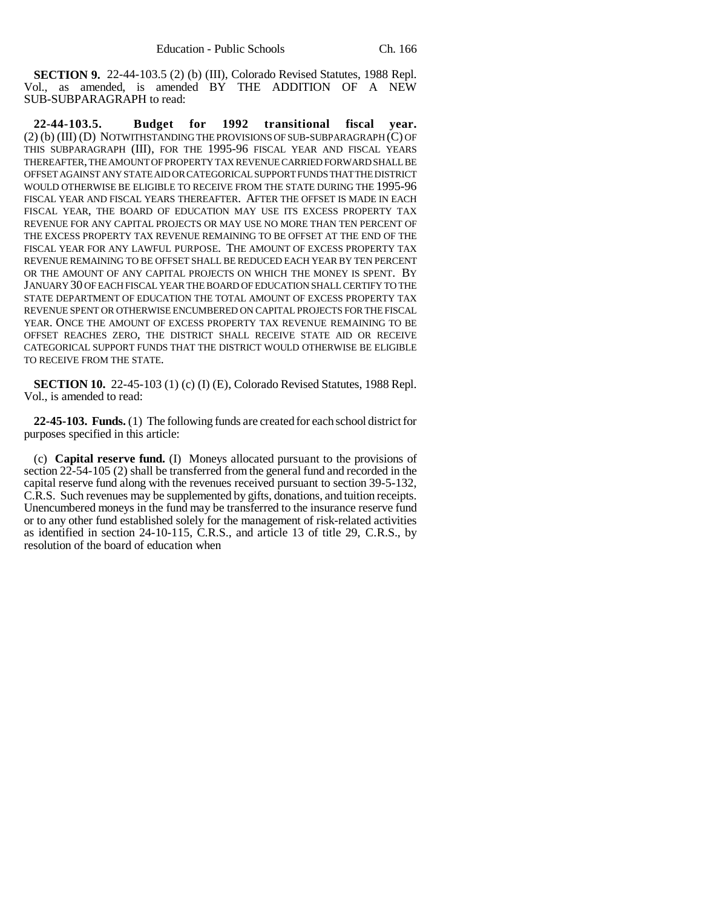**SECTION 9.** 22-44-103.5 (2) (b) (III), Colorado Revised Statutes, 1988 Repl. Vol., as amended, is amended BY THE ADDITION OF A NEW SUB-SUBPARAGRAPH to read:

**22-44-103.5. Budget for 1992 transitional fiscal year.** (2) (b) (III) (D) NOTWITHSTANDING THE PROVISIONS OF SUB-SUBPARAGRAPH (C) OF THIS SUBPARAGRAPH (III), FOR THE 1995-96 FISCAL YEAR AND FISCAL YEARS THEREAFTER, THE AMOUNT OF PROPERTY TAX REVENUE CARRIED FORWARD SHALL BE OFFSET AGAINST ANY STATE AID OR CATEGORICAL SUPPORT FUNDS THAT THE DISTRICT WOULD OTHERWISE BE ELIGIBLE TO RECEIVE FROM THE STATE DURING THE 1995-96 FISCAL YEAR AND FISCAL YEARS THEREAFTER. AFTER THE OFFSET IS MADE IN EACH FISCAL YEAR, THE BOARD OF EDUCATION MAY USE ITS EXCESS PROPERTY TAX REVENUE FOR ANY CAPITAL PROJECTS OR MAY USE NO MORE THAN TEN PERCENT OF THE EXCESS PROPERTY TAX REVENUE REMAINING TO BE OFFSET AT THE END OF THE FISCAL YEAR FOR ANY LAWFUL PURPOSE. THE AMOUNT OF EXCESS PROPERTY TAX REVENUE REMAINING TO BE OFFSET SHALL BE REDUCED EACH YEAR BY TEN PERCENT OR THE AMOUNT OF ANY CAPITAL PROJECTS ON WHICH THE MONEY IS SPENT. BY JANUARY 30 OF EACH FISCAL YEAR THE BOARD OF EDUCATION SHALL CERTIFY TO THE STATE DEPARTMENT OF EDUCATION THE TOTAL AMOUNT OF EXCESS PROPERTY TAX REVENUE SPENT OR OTHERWISE ENCUMBERED ON CAPITAL PROJECTS FOR THE FISCAL YEAR. ONCE THE AMOUNT OF EXCESS PROPERTY TAX REVENUE REMAINING TO BE OFFSET REACHES ZERO, THE DISTRICT SHALL RECEIVE STATE AID OR RECEIVE CATEGORICAL SUPPORT FUNDS THAT THE DISTRICT WOULD OTHERWISE BE ELIGIBLE TO RECEIVE FROM THE STATE.

**SECTION 10.** 22-45-103 (1) (c) (I) (E), Colorado Revised Statutes, 1988 Repl. Vol., is amended to read:

**22-45-103. Funds.** (1) The following funds are created for each school district for purposes specified in this article:

(c) **Capital reserve fund.** (I) Moneys allocated pursuant to the provisions of section 22-54-105 (2) shall be transferred from the general fund and recorded in the capital reserve fund along with the revenues received pursuant to section 39-5-132, C.R.S. Such revenues may be supplemented by gifts, donations, and tuition receipts. Unencumbered moneys in the fund may be transferred to the insurance reserve fund or to any other fund established solely for the management of risk-related activities as identified in section 24-10-115, C.R.S., and article 13 of title 29, C.R.S., by resolution of the board of education when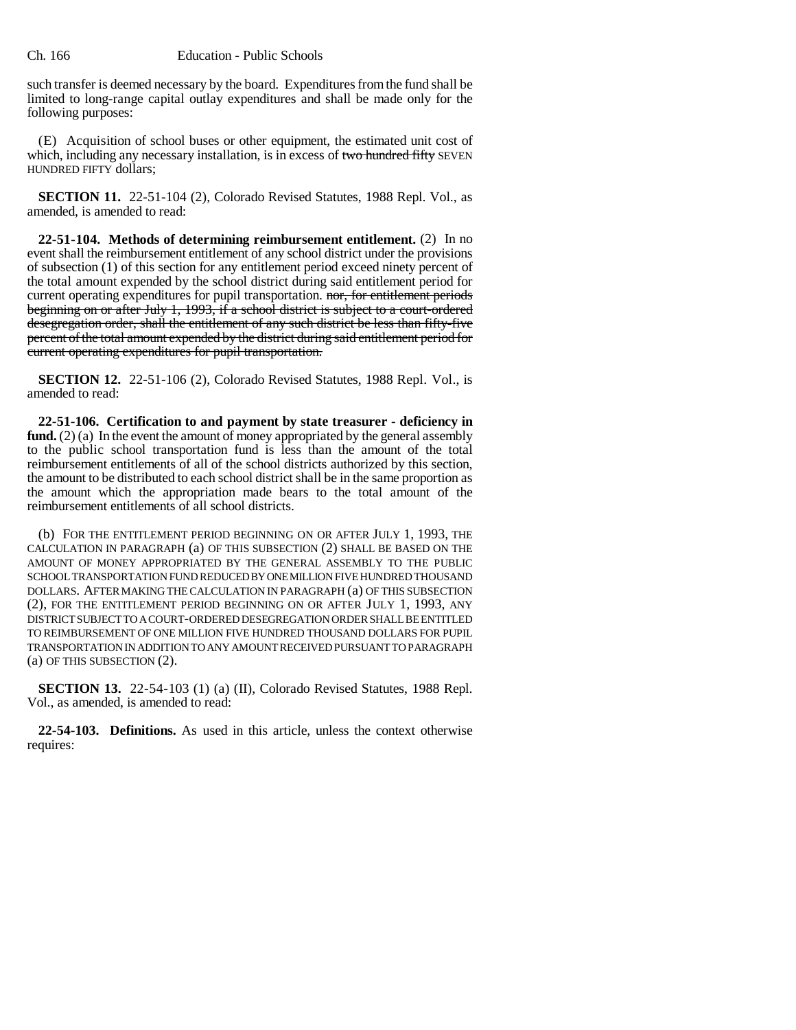such transfer is deemed necessary by the board. Expenditures from the fund shall be limited to long-range capital outlay expenditures and shall be made only for the following purposes:

(E) Acquisition of school buses or other equipment, the estimated unit cost of which, including any necessary installation, is in excess of ~~two hundred fifty~~ SEVEN HUNDRED FIFTY dollars;

**SECTION 11.** 22-51-104 (2), Colorado Revised Statutes, 1988 Repl. Vol., as amended, is amended to read:

**22-51-104. Methods of determining reimbursement entitlement.** (2) In no event shall the reimbursement entitlement of any school district under the provisions of subsection (1) of this section for any entitlement period exceed ninety percent of the total amount expended by the school district during said entitlement period for current operating expenditures for pupil transportation. ~~nor, for entitlement periods beginning on or after July 1, 1993, if a school district is subject to a court-ordered desegregation order, shall the entitlement of any such district be less than fifty-five percent of the total amount expended by the district during said entitlement period for current operating expenditures for pupil transportation.~~

**SECTION 12.** 22-51-106 (2), Colorado Revised Statutes, 1988 Repl. Vol., is amended to read:

**22-51-106. Certification to and payment by state treasurer - deficiency in fund.** (2) (a) In the event the amount of money appropriated by the general assembly to the public school transportation fund is less than the amount of the total reimbursement entitlements of all of the school districts authorized by this section, the amount to be distributed to each school district shall be in the same proportion as the amount which the appropriation made bears to the total amount of the reimbursement entitlements of all school districts.

(b) FOR THE ENTITLEMENT PERIOD BEGINNING ON OR AFTER JULY 1, 1993, THE CALCULATION IN PARAGRAPH (a) OF THIS SUBSECTION (2) SHALL BE BASED ON THE AMOUNT OF MONEY APPROPRIATED BY THE GENERAL ASSEMBLY TO THE PUBLIC SCHOOL TRANSPORTATION FUND REDUCED BY ONE MILLION FIVE HUNDRED THOUSAND DOLLARS. AFTER MAKING THE CALCULATION IN PARAGRAPH (a) OF THIS SUBSECTION (2), FOR THE ENTITLEMENT PERIOD BEGINNING ON OR AFTER JULY 1, 1993, ANY DISTRICT SUBJECT TO A COURT-ORDERED DESEGREGATION ORDER SHALL BE ENTITLED TO REIMBURSEMENT OF ONE MILLION FIVE HUNDRED THOUSAND DOLLARS FOR PUPIL TRANSPORTATION IN ADDITION TO ANY AMOUNT RECEIVED PURSUANT TO PARAGRAPH (a) OF THIS SUBSECTION (2).

**SECTION 13.** 22-54-103 (1) (a) (II), Colorado Revised Statutes, 1988 Repl. Vol., as amended, is amended to read:

**22-54-103. Definitions.** As used in this article, unless the context otherwise requires: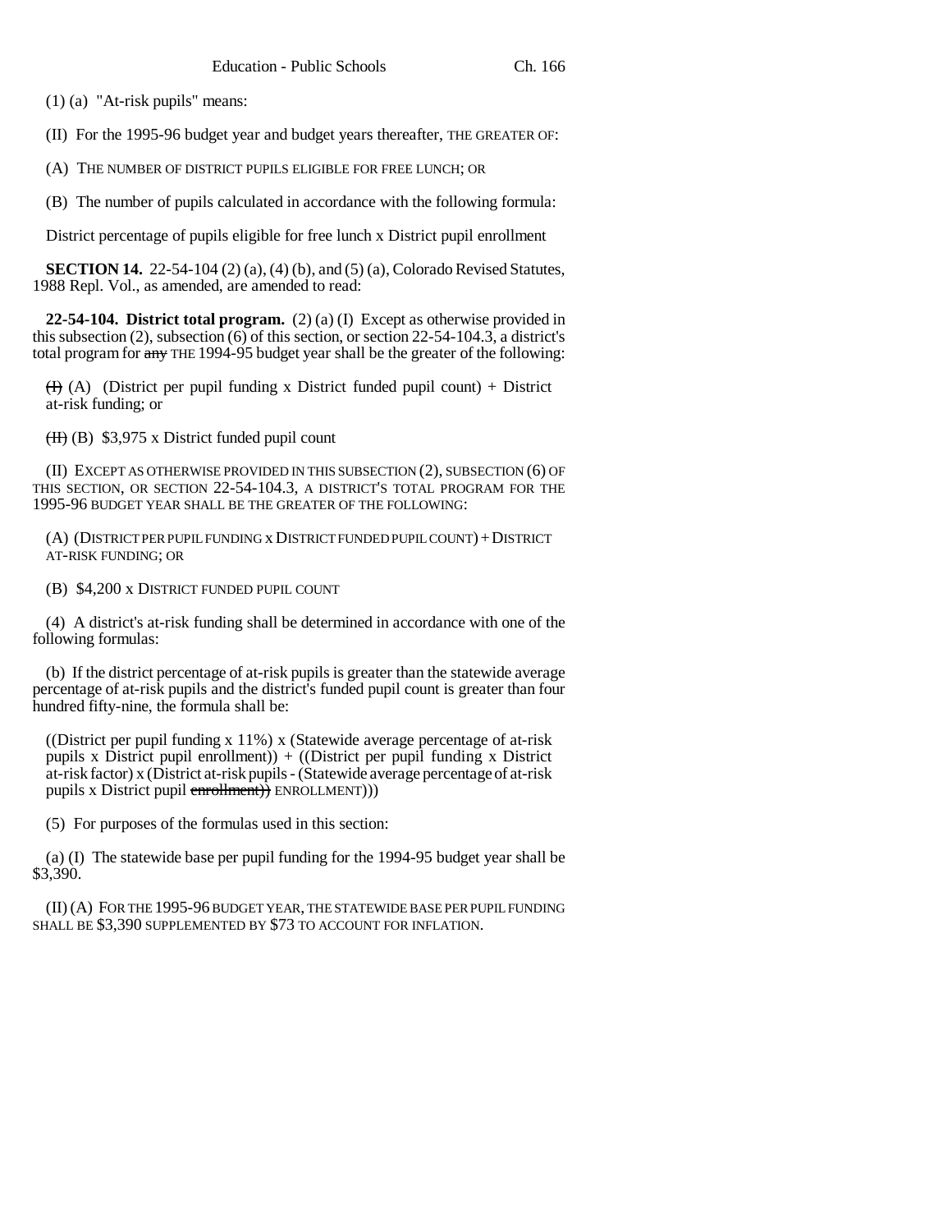(1) (a) "At-risk pupils" means:

(II) For the 1995-96 budget year and budget years thereafter, THE GREATER OF:

(A) THE NUMBER OF DISTRICT PUPILS ELIGIBLE FOR FREE LUNCH; OR

(B) The number of pupils calculated in accordance with the following formula:

District percentage of pupils eligible for free lunch x District pupil enrollment

**SECTION 14.** 22-54-104 (2) (a), (4) (b), and (5) (a), Colorado Revised Statutes, 1988 Repl. Vol., as amended, are amended to read:

**22-54-104. District total program.** (2) (a) (I) Except as otherwise provided in this subsection (2), subsection (6) of this section, or section 22-54-104.3, a district's total program for ~~any~~ THE 1994-95 budget year shall be the greater of the following:

~~(I)~~ (A) (District per pupil funding x District funded pupil count) + District at-risk funding; or

~~(II)~~ (B) $3,975 x District funded pupil count

(II) EXCEPT AS OTHERWISE PROVIDED IN THIS SUBSECTION (2), SUBSECTION (6) OF THIS SECTION, OR SECTION 22-54-104.3, A DISTRICT'S TOTAL PROGRAM FOR THE 1995-96 BUDGET YEAR SHALL BE THE GREATER OF THE FOLLOWING:

(A) (DISTRICT PER PUPIL FUNDING x DISTRICT FUNDED PUPIL COUNT) + DISTRICT AT-RISK FUNDING; OR

(B) $4,200 x DISTRICT FUNDED PUPIL COUNT

(4) A district's at-risk funding shall be determined in accordance with one of the following formulas:

(b) If the district percentage of at-risk pupils is greater than the statewide average percentage of at-risk pupils and the district's funded pupil count is greater than four hundred fifty-nine, the formula shall be:

((District per pupil funding x 11%) x (Statewide average percentage of at-risk pupils x District pupil enrollment)) + ((District per pupil funding x District at-risk factor) x (District at-risk pupils - (Statewide average percentage of at-risk pupils x District pupil ~~enrollment))~~ ENROLLMENT)))

(5) For purposes of the formulas used in this section:

(a) (I) The statewide base per pupil funding for the 1994-95 budget year shall be $3,390.

(II) (A) FOR THE 1995-96 BUDGET YEAR, THE STATEWIDE BASE PER PUPIL FUNDING SHALL BE $3,390 SUPPLEMENTED BY $73 TO ACCOUNT FOR INFLATION.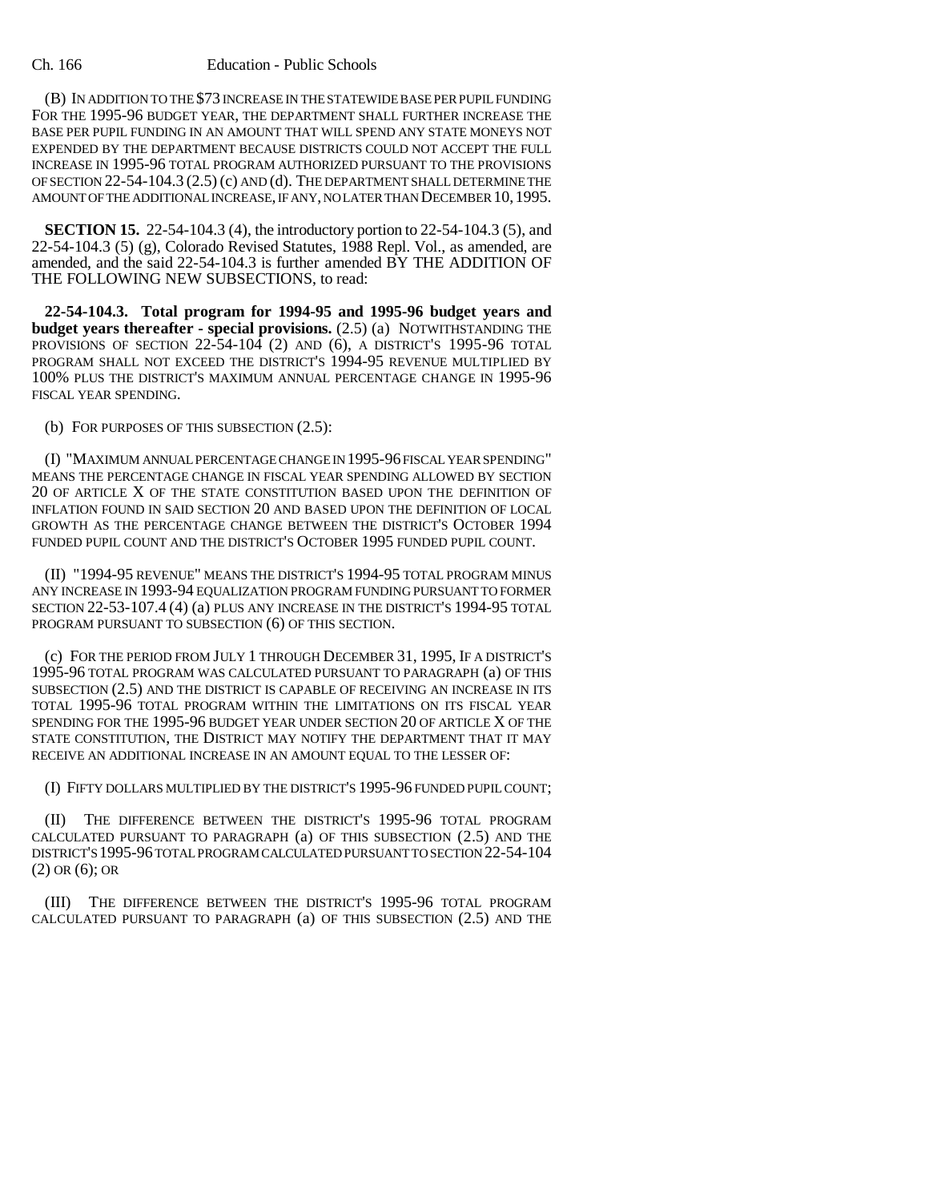(B) IN ADDITION TO THE $73 INCREASE IN THE STATEWIDE BASE PER PUPIL FUNDING FOR THE 1995-96 BUDGET YEAR, THE DEPARTMENT SHALL FURTHER INCREASE THE BASE PER PUPIL FUNDING IN AN AMOUNT THAT WILL SPEND ANY STATE MONEYS NOT EXPENDED BY THE DEPARTMENT BECAUSE DISTRICTS COULD NOT ACCEPT THE FULL INCREASE IN 1995-96 TOTAL PROGRAM AUTHORIZED PURSUANT TO THE PROVISIONS OF SECTION 22-54-104.3 (2.5) (c) AND (d). THE DEPARTMENT SHALL DETERMINE THE AMOUNT OF THE ADDITIONAL INCREASE, IF ANY, NO LATER THAN DECEMBER 10, 1995.

**SECTION 15.** 22-54-104.3 (4), the introductory portion to 22-54-104.3 (5), and 22-54-104.3 (5) (g), Colorado Revised Statutes, 1988 Repl. Vol., as amended, are amended, and the said 22-54-104.3 is further amended BY THE ADDITION OF THE FOLLOWING NEW SUBSECTIONS, to read:

**22-54-104.3. Total program for 1994-95 and 1995-96 budget years and budget years thereafter - special provisions.** (2.5) (a) NOTWITHSTANDING THE PROVISIONS OF SECTION 22-54-104 (2) AND (6), A DISTRICT'S 1995-96 TOTAL PROGRAM SHALL NOT EXCEED THE DISTRICT'S 1994-95 REVENUE MULTIPLIED BY 100% PLUS THE DISTRICT'S MAXIMUM ANNUAL PERCENTAGE CHANGE IN 1995-96 FISCAL YEAR SPENDING.

(b) FOR PURPOSES OF THIS SUBSECTION (2.5):

(I) "MAXIMUM ANNUAL PERCENTAGE CHANGE IN 1995-96 FISCAL YEAR SPENDING" MEANS THE PERCENTAGE CHANGE IN FISCAL YEAR SPENDING ALLOWED BY SECTION 20 OF ARTICLE X OF THE STATE CONSTITUTION BASED UPON THE DEFINITION OF INFLATION FOUND IN SAID SECTION 20 AND BASED UPON THE DEFINITION OF LOCAL GROWTH AS THE PERCENTAGE CHANGE BETWEEN THE DISTRICT'S OCTOBER 1994 FUNDED PUPIL COUNT AND THE DISTRICT'S OCTOBER 1995 FUNDED PUPIL COUNT.

(II) "1994-95 REVENUE" MEANS THE DISTRICT'S 1994-95 TOTAL PROGRAM MINUS ANY INCREASE IN 1993-94 EQUALIZATION PROGRAM FUNDING PURSUANT TO FORMER SECTION 22-53-107.4 (4) (a) PLUS ANY INCREASE IN THE DISTRICT'S 1994-95 TOTAL PROGRAM PURSUANT TO SUBSECTION (6) OF THIS SECTION.

(c) FOR THE PERIOD FROM JULY 1 THROUGH DECEMBER 31, 1995, IF A DISTRICT'S 1995-96 TOTAL PROGRAM WAS CALCULATED PURSUANT TO PARAGRAPH (a) OF THIS SUBSECTION (2.5) AND THE DISTRICT IS CAPABLE OF RECEIVING AN INCREASE IN ITS TOTAL 1995-96 TOTAL PROGRAM WITHIN THE LIMITATIONS ON ITS FISCAL YEAR SPENDING FOR THE 1995-96 BUDGET YEAR UNDER SECTION 20 OF ARTICLE X OF THE STATE CONSTITUTION, THE DISTRICT MAY NOTIFY THE DEPARTMENT THAT IT MAY RECEIVE AN ADDITIONAL INCREASE IN AN AMOUNT EQUAL TO THE LESSER OF:

(I) FIFTY DOLLARS MULTIPLIED BY THE DISTRICT'S 1995-96 FUNDED PUPIL COUNT;

(II) THE DIFFERENCE BETWEEN THE DISTRICT'S 1995-96 TOTAL PROGRAM CALCULATED PURSUANT TO PARAGRAPH (a) OF THIS SUBSECTION (2.5) AND THE DISTRICT'S 1995-96 TOTAL PROGRAM CALCULATED PURSUANT TO SECTION 22-54-104 (2) OR (6); OR

(III) THE DIFFERENCE BETWEEN THE DISTRICT'S 1995-96 TOTAL PROGRAM CALCULATED PURSUANT TO PARAGRAPH (a) OF THIS SUBSECTION (2.5) AND THE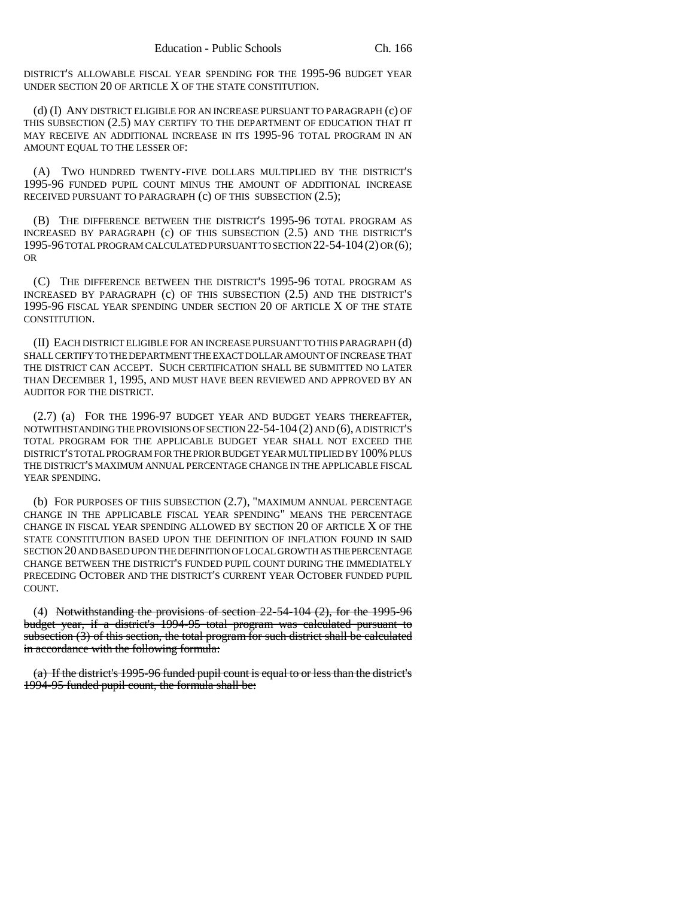DISTRICT'S ALLOWABLE FISCAL YEAR SPENDING FOR THE 1995-96 BUDGET YEAR UNDER SECTION 20 OF ARTICLE X OF THE STATE CONSTITUTION.

(d) (I) ANY DISTRICT ELIGIBLE FOR AN INCREASE PURSUANT TO PARAGRAPH (c) OF THIS SUBSECTION (2.5) MAY CERTIFY TO THE DEPARTMENT OF EDUCATION THAT IT MAY RECEIVE AN ADDITIONAL INCREASE IN ITS 1995-96 TOTAL PROGRAM IN AN AMOUNT EQUAL TO THE LESSER OF:

(A) TWO HUNDRED TWENTY-FIVE DOLLARS MULTIPLIED BY THE DISTRICT'S 1995-96 FUNDED PUPIL COUNT MINUS THE AMOUNT OF ADDITIONAL INCREASE RECEIVED PURSUANT TO PARAGRAPH (c) OF THIS SUBSECTION (2.5);

(B) THE DIFFERENCE BETWEEN THE DISTRICT'S 1995-96 TOTAL PROGRAM AS INCREASED BY PARAGRAPH (c) OF THIS SUBSECTION (2.5) AND THE DISTRICT'S 1995-96 TOTAL PROGRAM CALCULATED PURSUANT TO SECTION 22-54-104 (2) OR (6); OR

(C) THE DIFFERENCE BETWEEN THE DISTRICT'S 1995-96 TOTAL PROGRAM AS INCREASED BY PARAGRAPH (c) OF THIS SUBSECTION (2.5) AND THE DISTRICT'S 1995-96 FISCAL YEAR SPENDING UNDER SECTION 20 OF ARTICLE X OF THE STATE CONSTITUTION.

(II) EACH DISTRICT ELIGIBLE FOR AN INCREASE PURSUANT TO THIS PARAGRAPH (d) SHALL CERTIFY TO THE DEPARTMENT THE EXACT DOLLAR AMOUNT OF INCREASE THAT THE DISTRICT CAN ACCEPT. SUCH CERTIFICATION SHALL BE SUBMITTED NO LATER THAN DECEMBER 1, 1995, AND MUST HAVE BEEN REVIEWED AND APPROVED BY AN AUDITOR FOR THE DISTRICT.

(2.7) (a) FOR THE 1996-97 BUDGET YEAR AND BUDGET YEARS THEREAFTER, NOTWITHSTANDING THE PROVISIONS OF SECTION 22-54-104 (2) AND (6), A DISTRICT'S TOTAL PROGRAM FOR THE APPLICABLE BUDGET YEAR SHALL NOT EXCEED THE DISTRICT'S TOTAL PROGRAM FOR THE PRIOR BUDGET YEAR MULTIPLIED BY 100% PLUS THE DISTRICT'S MAXIMUM ANNUAL PERCENTAGE CHANGE IN THE APPLICABLE FISCAL YEAR SPENDING.

(b) FOR PURPOSES OF THIS SUBSECTION (2.7), "MAXIMUM ANNUAL PERCENTAGE CHANGE IN THE APPLICABLE FISCAL YEAR SPENDING" MEANS THE PERCENTAGE CHANGE IN FISCAL YEAR SPENDING ALLOWED BY SECTION 20 OF ARTICLE X OF THE STATE CONSTITUTION BASED UPON THE DEFINITION OF INFLATION FOUND IN SAID SECTION 20 AND BASED UPON THE DEFINITION OF LOCAL GROWTH AS THE PERCENTAGE CHANGE BETWEEN THE DISTRICT'S FUNDED PUPIL COUNT DURING THE IMMEDIATELY PRECEDING OCTOBER AND THE DISTRICT'S CURRENT YEAR OCTOBER FUNDED PUPIL COUNT.

(4) ~~Notwithstanding the provisions of section 22-54-104 (2), for the 1995-96 budget year, if a district's 1994-95 total program was calculated pursuant to subsection (3) of this section, the total program for such district shall be calculated in accordance with the following formula:~~

~~(a) If the district's 1995-96 funded pupil count is equal to or less than the district's 1994-95 funded pupil count, the formula shall be:~~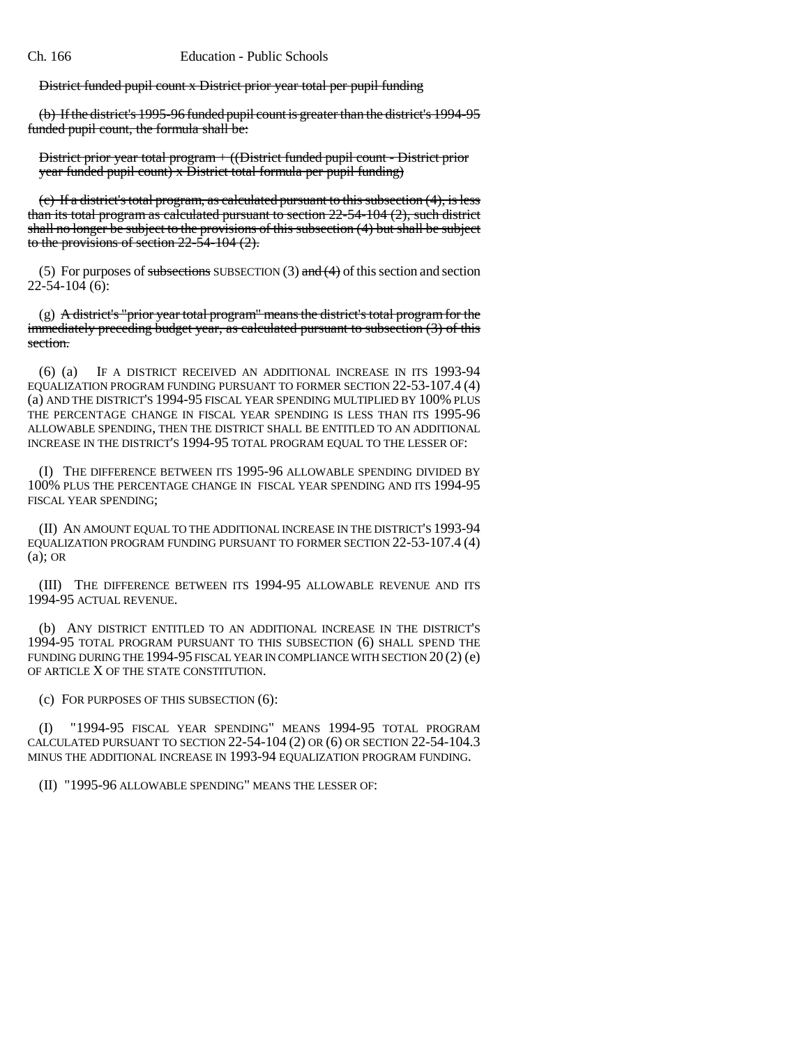~~District funded pupil count x District prior year total per pupil funding~~

~~(b) If the district's 1995-96 funded pupil count is greater than the district's 1994-95 funded pupil count, the formula shall be:~~

~~District prior year total program + ((District funded pupil count - District prior year funded pupil count) x District total formula per pupil funding)~~

~~(c) If a district's total program, as calculated pursuant to this subsection (4), is less than its total program as calculated pursuant to section 22-54-104 (2), such district shall no longer be subject to the provisions of this subsection (4) but shall be subject to the provisions of section 22-54-104 (2).~~

(5) For purposes of ~~subsections~~ SUBSECTION (3) ~~and (4)~~ of this section and section 22-54-104 (6):

(g) ~~A district's "prior year total program" means the district's total program for the immediately preceding budget year, as calculated pursuant to subsection (3) of this section.~~

(6) (a) IF A DISTRICT RECEIVED AN ADDITIONAL INCREASE IN ITS 1993-94 EQUALIZATION PROGRAM FUNDING PURSUANT TO FORMER SECTION 22-53-107.4 (4) (a) AND THE DISTRICT'S 1994-95 FISCAL YEAR SPENDING MULTIPLIED BY 100% PLUS THE PERCENTAGE CHANGE IN FISCAL YEAR SPENDING IS LESS THAN ITS 1995-96 ALLOWABLE SPENDING, THEN THE DISTRICT SHALL BE ENTITLED TO AN ADDITIONAL INCREASE IN THE DISTRICT'S 1994-95 TOTAL PROGRAM EQUAL TO THE LESSER OF:

(I) THE DIFFERENCE BETWEEN ITS 1995-96 ALLOWABLE SPENDING DIVIDED BY 100% PLUS THE PERCENTAGE CHANGE IN FISCAL YEAR SPENDING AND ITS 1994-95 FISCAL YEAR SPENDING;

(II) AN AMOUNT EQUAL TO THE ADDITIONAL INCREASE IN THE DISTRICT'S 1993-94 EQUALIZATION PROGRAM FUNDING PURSUANT TO FORMER SECTION 22-53-107.4 (4) (a); OR

(III) THE DIFFERENCE BETWEEN ITS 1994-95 ALLOWABLE REVENUE AND ITS 1994-95 ACTUAL REVENUE.

(b) ANY DISTRICT ENTITLED TO AN ADDITIONAL INCREASE IN THE DISTRICT'S 1994-95 TOTAL PROGRAM PURSUANT TO THIS SUBSECTION (6) SHALL SPEND THE FUNDING DURING THE 1994-95 FISCAL YEAR IN COMPLIANCE WITH SECTION 20 (2) (e) OF ARTICLE X OF THE STATE CONSTITUTION.

(c) FOR PURPOSES OF THIS SUBSECTION (6):

(I) "1994-95 FISCAL YEAR SPENDING" MEANS 1994-95 TOTAL PROGRAM CALCULATED PURSUANT TO SECTION 22-54-104 (2) OR (6) OR SECTION 22-54-104.3 MINUS THE ADDITIONAL INCREASE IN 1993-94 EQUALIZATION PROGRAM FUNDING.

(II) "1995-96 ALLOWABLE SPENDING" MEANS THE LESSER OF: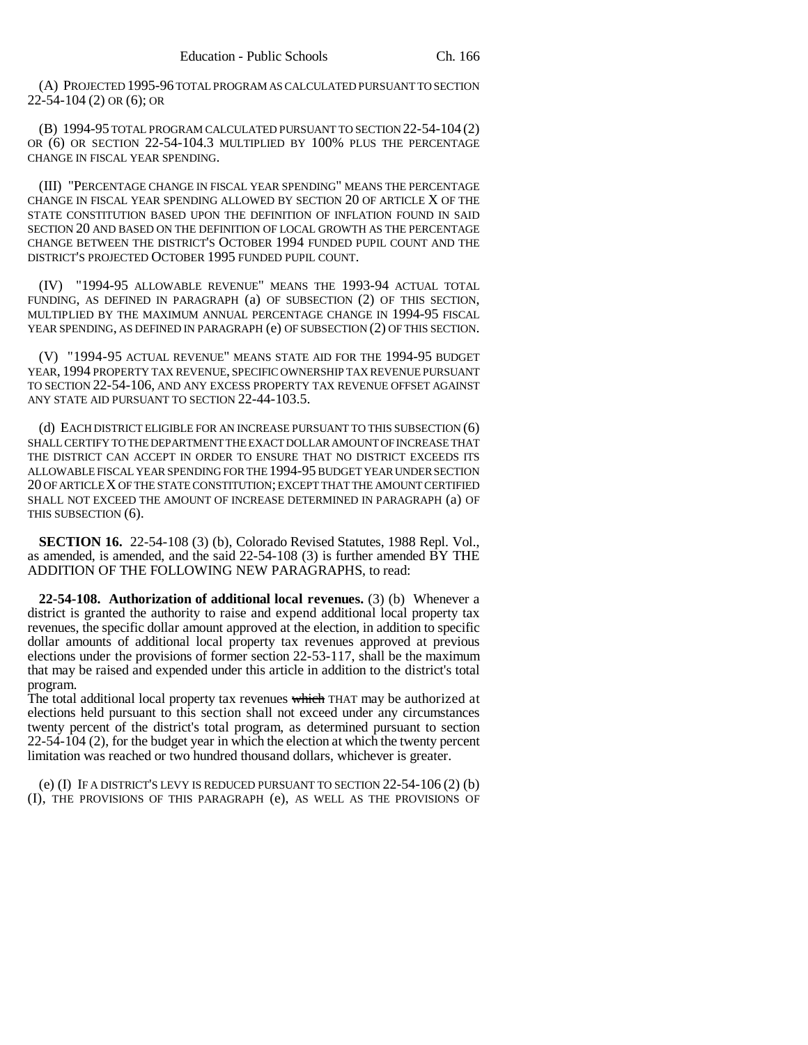(A) PROJECTED 1995-96 TOTAL PROGRAM AS CALCULATED PURSUANT TO SECTION 22-54-104 (2) OR (6); OR

(B) 1994-95 TOTAL PROGRAM CALCULATED PURSUANT TO SECTION 22-54-104 (2) OR (6) OR SECTION 22-54-104.3 MULTIPLIED BY 100% PLUS THE PERCENTAGE CHANGE IN FISCAL YEAR SPENDING.

(III) "PERCENTAGE CHANGE IN FISCAL YEAR SPENDING" MEANS THE PERCENTAGE CHANGE IN FISCAL YEAR SPENDING ALLOWED BY SECTION 20 OF ARTICLE X OF THE STATE CONSTITUTION BASED UPON THE DEFINITION OF INFLATION FOUND IN SAID SECTION 20 AND BASED ON THE DEFINITION OF LOCAL GROWTH AS THE PERCENTAGE CHANGE BETWEEN THE DISTRICT'S OCTOBER 1994 FUNDED PUPIL COUNT AND THE DISTRICT'S PROJECTED OCTOBER 1995 FUNDED PUPIL COUNT.

(IV) "1994-95 ALLOWABLE REVENUE" MEANS THE 1993-94 ACTUAL TOTAL FUNDING, AS DEFINED IN PARAGRAPH (a) OF SUBSECTION (2) OF THIS SECTION, MULTIPLIED BY THE MAXIMUM ANNUAL PERCENTAGE CHANGE IN 1994-95 FISCAL YEAR SPENDING, AS DEFINED IN PARAGRAPH (e) OF SUBSECTION (2) OF THIS SECTION.

(V) "1994-95 ACTUAL REVENUE" MEANS STATE AID FOR THE 1994-95 BUDGET YEAR, 1994 PROPERTY TAX REVENUE, SPECIFIC OWNERSHIP TAX REVENUE PURSUANT TO SECTION 22-54-106, AND ANY EXCESS PROPERTY TAX REVENUE OFFSET AGAINST ANY STATE AID PURSUANT TO SECTION 22-44-103.5.

(d) EACH DISTRICT ELIGIBLE FOR AN INCREASE PURSUANT TO THIS SUBSECTION (6) SHALL CERTIFY TO THE DEPARTMENT THE EXACT DOLLAR AMOUNT OF INCREASE THAT THE DISTRICT CAN ACCEPT IN ORDER TO ENSURE THAT NO DISTRICT EXCEEDS ITS ALLOWABLE FISCAL YEAR SPENDING FOR THE 1994-95 BUDGET YEAR UNDER SECTION 20 OF ARTICLE X OF THE STATE CONSTITUTION; EXCEPT THAT THE AMOUNT CERTIFIED SHALL NOT EXCEED THE AMOUNT OF INCREASE DETERMINED IN PARAGRAPH (a) OF THIS SUBSECTION (6).

**SECTION 16.** 22-54-108 (3) (b), Colorado Revised Statutes, 1988 Repl. Vol., as amended, is amended, and the said 22-54-108 (3) is further amended BY THE ADDITION OF THE FOLLOWING NEW PARAGRAPHS, to read:

**22-54-108. Authorization of additional local revenues.** (3) (b) Whenever a district is granted the authority to raise and expend additional local property tax revenues, the specific dollar amount approved at the election, in addition to specific dollar amounts of additional local property tax revenues approved at previous elections under the provisions of former section 22-53-117, shall be the maximum that may be raised and expended under this article in addition to the district's total program.
The total additional local property tax revenues ~~which~~ THAT may be authorized at elections held pursuant to this section shall not exceed under any circumstances twenty percent of the district's total program, as determined pursuant to section 22-54-104 (2), for the budget year in which the election at which the twenty percent limitation was reached or two hundred thousand dollars, whichever is greater.

(e) (I) IF A DISTRICT'S LEVY IS REDUCED PURSUANT TO SECTION 22-54-106 (2) (b) (I), THE PROVISIONS OF THIS PARAGRAPH (e), AS WELL AS THE PROVISIONS OF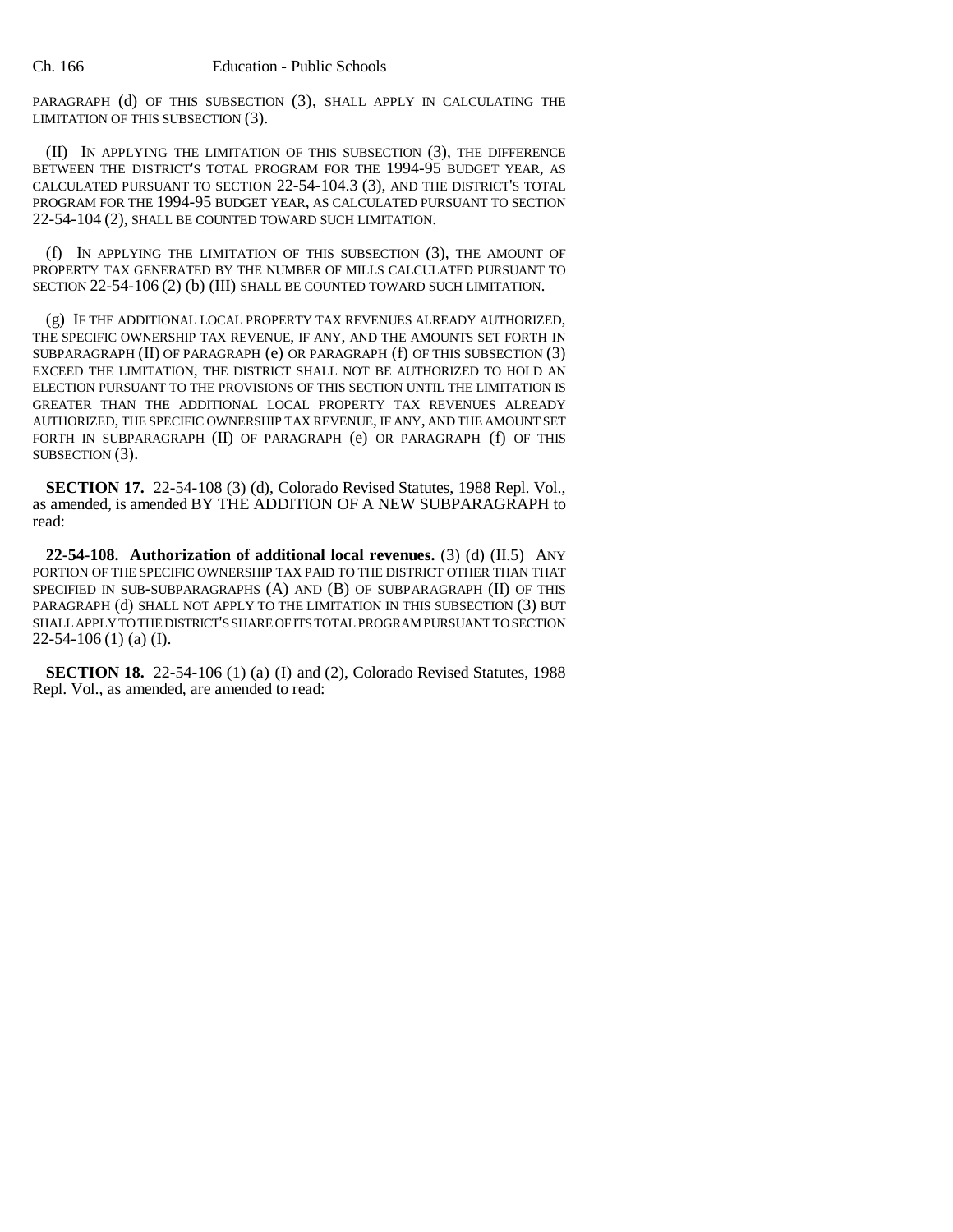PARAGRAPH (d) OF THIS SUBSECTION (3), SHALL APPLY IN CALCULATING THE LIMITATION OF THIS SUBSECTION (3).

(II) IN APPLYING THE LIMITATION OF THIS SUBSECTION (3), THE DIFFERENCE BETWEEN THE DISTRICT'S TOTAL PROGRAM FOR THE 1994-95 BUDGET YEAR, AS CALCULATED PURSUANT TO SECTION 22-54-104.3 (3), AND THE DISTRICT'S TOTAL PROGRAM FOR THE 1994-95 BUDGET YEAR, AS CALCULATED PURSUANT TO SECTION 22-54-104 (2), SHALL BE COUNTED TOWARD SUCH LIMITATION.

(f) IN APPLYING THE LIMITATION OF THIS SUBSECTION (3), THE AMOUNT OF PROPERTY TAX GENERATED BY THE NUMBER OF MILLS CALCULATED PURSUANT TO SECTION 22-54-106 (2) (b) (III) SHALL BE COUNTED TOWARD SUCH LIMITATION.

(g) IF THE ADDITIONAL LOCAL PROPERTY TAX REVENUES ALREADY AUTHORIZED, THE SPECIFIC OWNERSHIP TAX REVENUE, IF ANY, AND THE AMOUNTS SET FORTH IN SUBPARAGRAPH (II) OF PARAGRAPH (e) OR PARAGRAPH (f) OF THIS SUBSECTION (3) EXCEED THE LIMITATION, THE DISTRICT SHALL NOT BE AUTHORIZED TO HOLD AN ELECTION PURSUANT TO THE PROVISIONS OF THIS SECTION UNTIL THE LIMITATION IS GREATER THAN THE ADDITIONAL LOCAL PROPERTY TAX REVENUES ALREADY AUTHORIZED, THE SPECIFIC OWNERSHIP TAX REVENUE, IF ANY, AND THE AMOUNT SET FORTH IN SUBPARAGRAPH (II) OF PARAGRAPH (e) OR PARAGRAPH (f) OF THIS SUBSECTION (3).

**SECTION 17.** 22-54-108 (3) (d), Colorado Revised Statutes, 1988 Repl. Vol., as amended, is amended BY THE ADDITION OF A NEW SUBPARAGRAPH to read:

**22-54-108. Authorization of additional local revenues.** (3) (d) (II.5) ANY PORTION OF THE SPECIFIC OWNERSHIP TAX PAID TO THE DISTRICT OTHER THAN THAT SPECIFIED IN SUB-SUBPARAGRAPHS (A) AND (B) OF SUBPARAGRAPH (II) OF THIS PARAGRAPH (d) SHALL NOT APPLY TO THE LIMITATION IN THIS SUBSECTION (3) BUT SHALL APPLY TO THE DISTRICT'S SHARE OF ITS TOTAL PROGRAM PURSUANT TO SECTION 22-54-106 (1) (a) (I).

**SECTION 18.** 22-54-106 (1) (a) (I) and (2), Colorado Revised Statutes, 1988 Repl. Vol., as amended, are amended to read: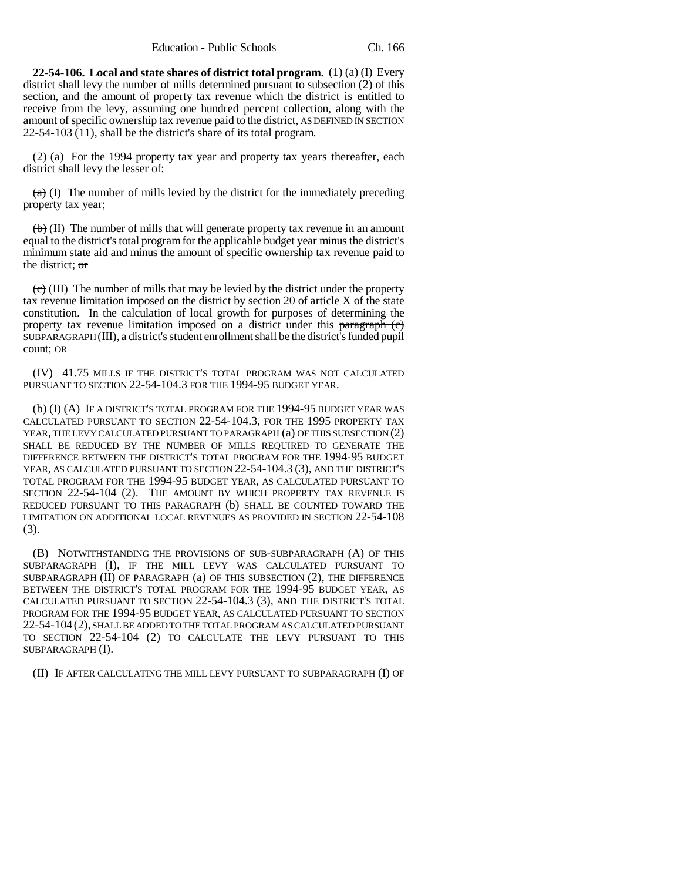**22-54-106. Local and state shares of district total program.** (1) (a) (I) Every district shall levy the number of mills determined pursuant to subsection (2) of this section, and the amount of property tax revenue which the district is entitled to receive from the levy, assuming one hundred percent collection, along with the amount of specific ownership tax revenue paid to the district, AS DEFINED IN SECTION 22-54-103 (11), shall be the district's share of its total program.

(2) (a) For the 1994 property tax year and property tax years thereafter, each district shall levy the lesser of:

~~(a)~~ (I) The number of mills levied by the district for the immediately preceding property tax year;

~~(b)~~ (II) The number of mills that will generate property tax revenue in an amount equal to the district's total program for the applicable budget year minus the district's minimum state aid and minus the amount of specific ownership tax revenue paid to the district; ~~or~~

~~(c)~~ (III) The number of mills that may be levied by the district under the property tax revenue limitation imposed on the district by section 20 of article X of the state constitution. In the calculation of local growth for purposes of determining the property tax revenue limitation imposed on a district under this ~~paragraph (c)~~ SUBPARAGRAPH (III), a district's student enrollment shall be the district's funded pupil count; OR

(IV) 41.75 MILLS IF THE DISTRICT'S TOTAL PROGRAM WAS NOT CALCULATED PURSUANT TO SECTION 22-54-104.3 FOR THE 1994-95 BUDGET YEAR.

(b) (I) (A) IF A DISTRICT'S TOTAL PROGRAM FOR THE 1994-95 BUDGET YEAR WAS CALCULATED PURSUANT TO SECTION 22-54-104.3, FOR THE 1995 PROPERTY TAX YEAR, THE LEVY CALCULATED PURSUANT TO PARAGRAPH (a) OF THIS SUBSECTION (2) SHALL BE REDUCED BY THE NUMBER OF MILLS REQUIRED TO GENERATE THE DIFFERENCE BETWEEN THE DISTRICT'S TOTAL PROGRAM FOR THE 1994-95 BUDGET YEAR, AS CALCULATED PURSUANT TO SECTION 22-54-104.3 (3), AND THE DISTRICT'S TOTAL PROGRAM FOR THE 1994-95 BUDGET YEAR, AS CALCULATED PURSUANT TO SECTION 22-54-104 (2). THE AMOUNT BY WHICH PROPERTY TAX REVENUE IS REDUCED PURSUANT TO THIS PARAGRAPH (b) SHALL BE COUNTED TOWARD THE LIMITATION ON ADDITIONAL LOCAL REVENUES AS PROVIDED IN SECTION 22-54-108 (3).

(B) NOTWITHSTANDING THE PROVISIONS OF SUB-SUBPARAGRAPH (A) OF THIS SUBPARAGRAPH (I), IF THE MILL LEVY WAS CALCULATED PURSUANT TO SUBPARAGRAPH (II) OF PARAGRAPH (a) OF THIS SUBSECTION (2), THE DIFFERENCE BETWEEN THE DISTRICT'S TOTAL PROGRAM FOR THE 1994-95 BUDGET YEAR, AS CALCULATED PURSUANT TO SECTION 22-54-104.3 (3), AND THE DISTRICT'S TOTAL PROGRAM FOR THE 1994-95 BUDGET YEAR, AS CALCULATED PURSUANT TO SECTION 22-54-104 (2), SHALL BE ADDED TO THE TOTAL PROGRAM AS CALCULATED PURSUANT TO SECTION 22-54-104 (2) TO CALCULATE THE LEVY PURSUANT TO THIS SUBPARAGRAPH (I).

(II) IF AFTER CALCULATING THE MILL LEVY PURSUANT TO SUBPARAGRAPH (I) OF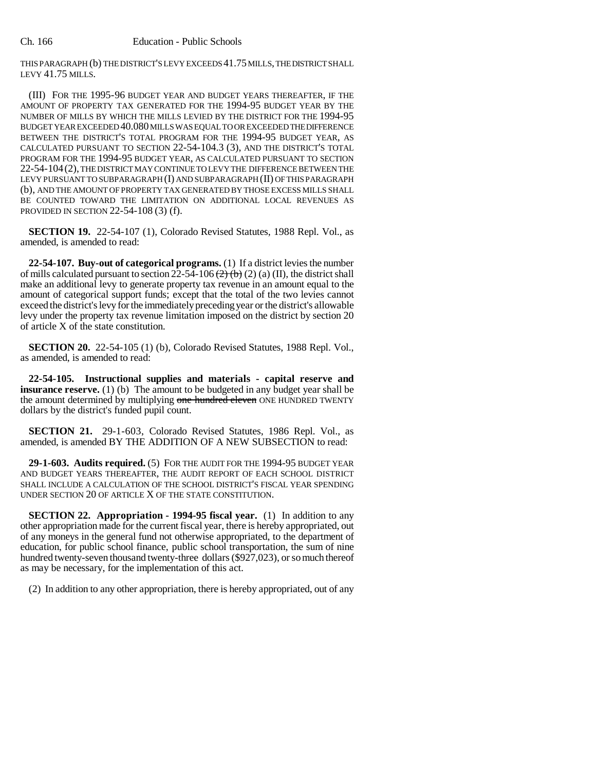THIS PARAGRAPH (b) THE DISTRICT'S LEVY EXCEEDS 41.75 MILLS, THE DISTRICT SHALL LEVY 41.75 MILLS.

(III) FOR THE 1995-96 BUDGET YEAR AND BUDGET YEARS THEREAFTER, IF THE AMOUNT OF PROPERTY TAX GENERATED FOR THE 1994-95 BUDGET YEAR BY THE NUMBER OF MILLS BY WHICH THE MILLS LEVIED BY THE DISTRICT FOR THE 1994-95 BUDGET YEAR EXCEEDED 40.080 MILLS WAS EQUAL TO OR EXCEEDED THE DIFFERENCE BETWEEN THE DISTRICT'S TOTAL PROGRAM FOR THE 1994-95 BUDGET YEAR, AS CALCULATED PURSUANT TO SECTION 22-54-104.3 (3), AND THE DISTRICT'S TOTAL PROGRAM FOR THE 1994-95 BUDGET YEAR, AS CALCULATED PURSUANT TO SECTION 22-54-104 (2), THE DISTRICT MAY CONTINUE TO LEVY THE DIFFERENCE BETWEEN THE LEVY PURSUANT TO SUBPARAGRAPH (I) AND SUBPARAGRAPH (II) OF THIS PARAGRAPH (b), AND THE AMOUNT OF PROPERTY TAX GENERATED BY THOSE EXCESS MILLS SHALL BE COUNTED TOWARD THE LIMITATION ON ADDITIONAL LOCAL REVENUES AS PROVIDED IN SECTION 22-54-108 (3) (f).

**SECTION 19.** 22-54-107 (1), Colorado Revised Statutes, 1988 Repl. Vol., as amended, is amended to read:

**22-54-107. Buy-out of categorical programs.** (1) If a district levies the number of mills calculated pursuant to section 22-54-106 ~~(2) (b)~~ (2) (a) (II), the district shall make an additional levy to generate property tax revenue in an amount equal to the amount of categorical support funds; except that the total of the two levies cannot exceed the district's levy for the immediately preceding year or the district's allowable levy under the property tax revenue limitation imposed on the district by section 20 of article X of the state constitution.

**SECTION 20.** 22-54-105 (1) (b), Colorado Revised Statutes, 1988 Repl. Vol., as amended, is amended to read:

**22-54-105. Instructional supplies and materials - capital reserve and insurance reserve.** (1) (b) The amount to be budgeted in any budget year shall be the amount determined by multiplying ~~one hundred eleven~~ ONE HUNDRED TWENTY dollars by the district's funded pupil count.

**SECTION 21.** 29-1-603, Colorado Revised Statutes, 1986 Repl. Vol., as amended, is amended BY THE ADDITION OF A NEW SUBSECTION to read:

**29-1-603. Audits required.** (5) FOR THE AUDIT FOR THE 1994-95 BUDGET YEAR AND BUDGET YEARS THEREAFTER, THE AUDIT REPORT OF EACH SCHOOL DISTRICT SHALL INCLUDE A CALCULATION OF THE SCHOOL DISTRICT'S FISCAL YEAR SPENDING UNDER SECTION 20 OF ARTICLE X OF THE STATE CONSTITUTION.

**SECTION 22. Appropriation - 1994-95 fiscal year.** (1) In addition to any other appropriation made for the current fiscal year, there is hereby appropriated, out of any moneys in the general fund not otherwise appropriated, to the department of education, for public school finance, public school transportation, the sum of nine hundred twenty-seven thousand twenty-three dollars ($927,023), or so much thereof as may be necessary, for the implementation of this act.

(2) In addition to any other appropriation, there is hereby appropriated, out of any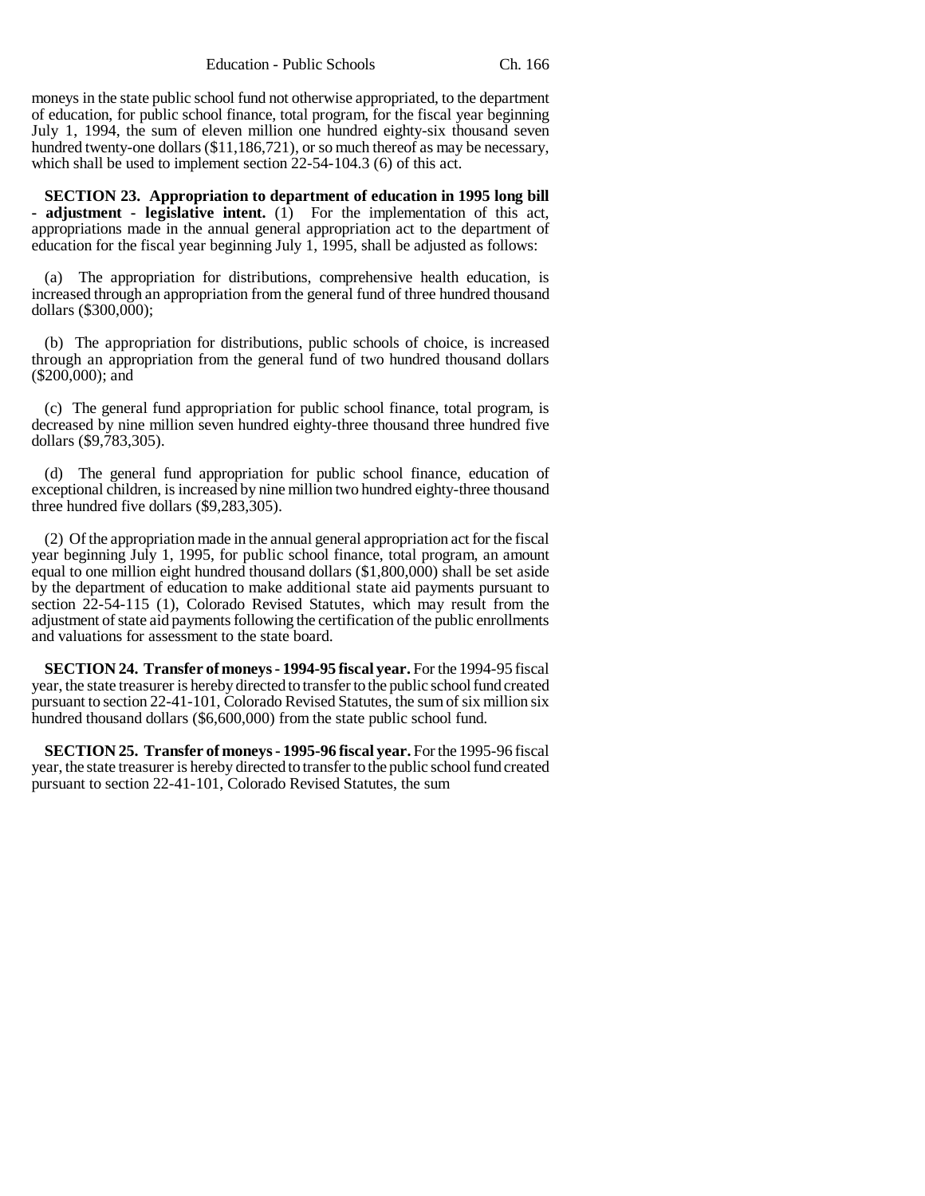moneys in the state public school fund not otherwise appropriated, to the department of education, for public school finance, total program, for the fiscal year beginning July 1, 1994, the sum of eleven million one hundred eighty-six thousand seven hundred twenty-one dollars ($11,186,721), or so much thereof as may be necessary, which shall be used to implement section 22-54-104.3 (6) of this act.

**SECTION 23. Appropriation to department of education in 1995 long bill - adjustment - legislative intent.** (1) For the implementation of this act, appropriations made in the annual general appropriation act to the department of education for the fiscal year beginning July 1, 1995, shall be adjusted as follows:

(a) The appropriation for distributions, comprehensive health education, is increased through an appropriation from the general fund of three hundred thousand dollars ($300,000);

(b) The appropriation for distributions, public schools of choice, is increased through an appropriation from the general fund of two hundred thousand dollars ($200,000); and

(c) The general fund appropriation for public school finance, total program, is decreased by nine million seven hundred eighty-three thousand three hundred five dollars ($9,783,305).

(d) The general fund appropriation for public school finance, education of exceptional children, is increased by nine million two hundred eighty-three thousand three hundred five dollars ($9,283,305).

(2) Of the appropriation made in the annual general appropriation act for the fiscal year beginning July 1, 1995, for public school finance, total program, an amount equal to one million eight hundred thousand dollars ($1,800,000) shall be set aside by the department of education to make additional state aid payments pursuant to section 22-54-115 (1), Colorado Revised Statutes, which may result from the adjustment of state aid payments following the certification of the public enrollments and valuations for assessment to the state board.

**SECTION 24. Transfer of moneys - 1994-95 fiscal year.** For the 1994-95 fiscal year, the state treasurer is hereby directed to transfer to the public school fund created pursuant to section 22-41-101, Colorado Revised Statutes, the sum of six million six hundred thousand dollars ($6,600,000) from the state public school fund.

**SECTION 25. Transfer of moneys - 1995-96 fiscal year.** For the 1995-96 fiscal year, the state treasurer is hereby directed to transfer to the public school fund created pursuant to section 22-41-101, Colorado Revised Statutes, the sum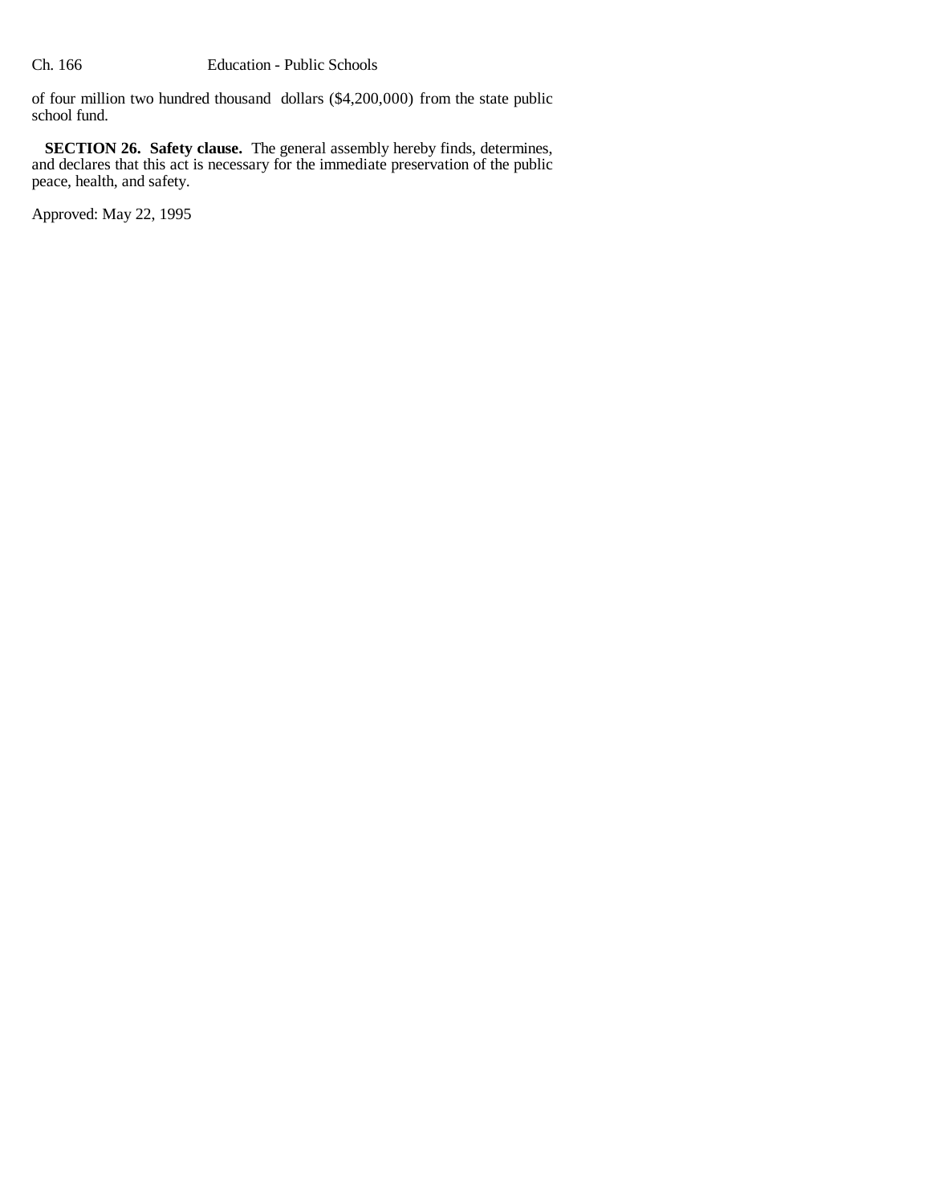of four million two hundred thousand dollars ($4,200,000) from the state public school fund.

**SECTION 26. Safety clause.** The general assembly hereby finds, determines, and declares that this act is necessary for the immediate preservation of the public peace, health, and safety.

Approved: May 22, 1995